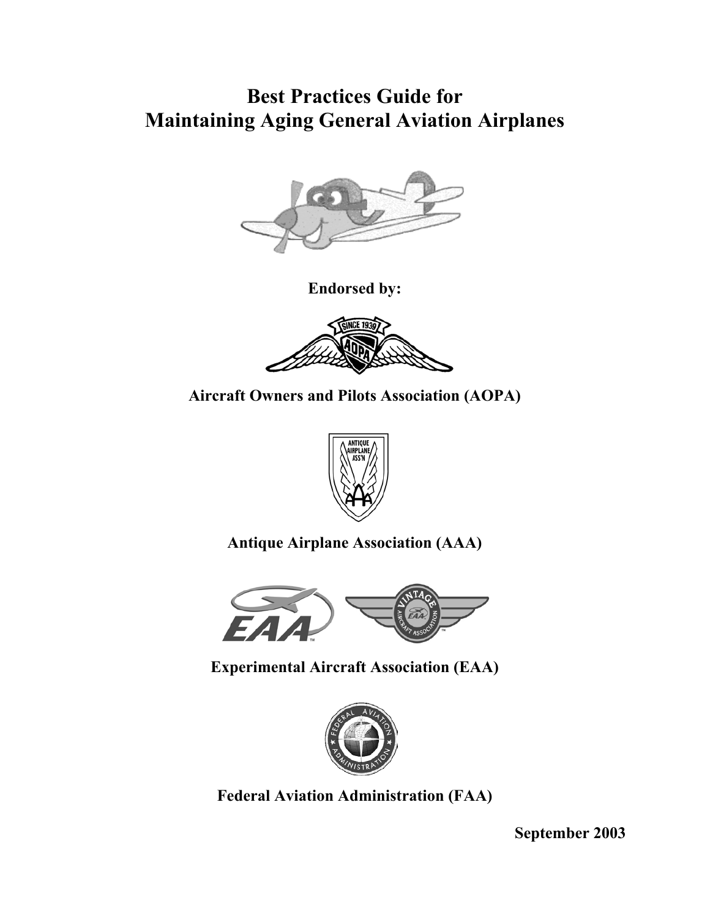# Best Practices Guide for Maintaining Aging General Aviation Airplanes

**Endorsed by:**

**Aircraft Owners and Pilots Association (AOPA)**

**Antique Airplane Association (AAA)**

**Experimental Aircraft Association (EAA)**

**Federal Aviation Administration (FAA)**

**September 2003**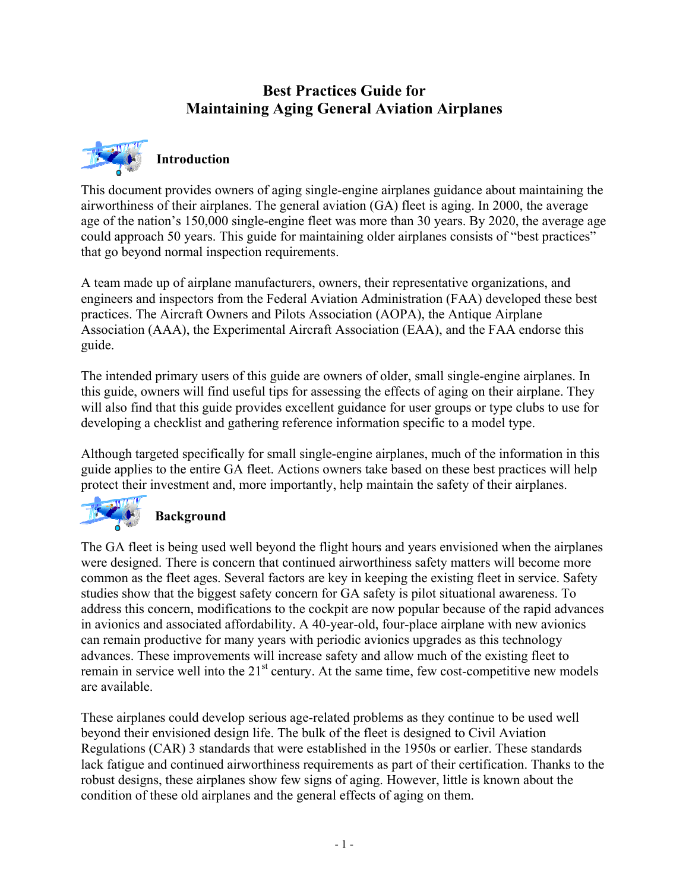# Best Practices Guide for Maintaining Aging General Aviation Airplanes

## Introduction

This document provides owners of aging single-engine airplanes guidance about maintaining the airworthiness of their airplanes. The general aviation (GA) fleet is aging. In 2000, the average age of the nation's 150,000 single-engine fleet was more than 30 years. By 2020, the average age could approach 50 years. This guide for maintaining older airplanes consists of "best practices" that go beyond normal inspection requirements.

A team made up of airplane manufacturers, owners, their representative organizations, and engineers and inspectors from the Federal Aviation Administration (FAA) developed these best practices. The Aircraft Owners and Pilots Association (AOPA), the Antique Airplane Association (AAA), the Experimental Aircraft Association (EAA), and the FAA endorse this guide.

The intended primary users of this guide are owners of older, small single-engine airplanes. In this guide, owners will find useful tips for assessing the effects of aging on their airplane. They will also find that this guide provides excellent guidance for user groups or type clubs to use for developing a checklist and gathering reference information specific to a model type.

Although targeted specifically for small single-engine airplanes, much of the information in this guide applies to the entire GA fleet. Actions owners take based on these best practices will help protect their investment and, more importantly, help maintain the safety of their airplanes.

## Background

The GA fleet is being used well beyond the flight hours and years envisioned when the airplanes were designed. There is concern that continued airworthiness safety matters will become more common as the fleet ages. Several factors are key in keeping the existing fleet in service. Safety studies show that the biggest safety concern for GA safety is pilot situational awareness. To address this concern, modifications to the cockpit are now popular because of the rapid advances in avionics and associated affordability. A 40-year-old, four-place airplane with new avionics can remain productive for many years with periodic avionics upgrades as this technology advances. These improvements will increase safety and allow much of the existing fleet to remain in service well into the 21st century. At the same time, few cost-competitive new models are available.

These airplanes could develop serious age-related problems as they continue to be used well beyond their envisioned design life. The bulk of the fleet is designed to Civil Aviation Regulations (CAR) 3 standards that were established in the 1950s or earlier. These standards lack fatigue and continued airworthiness requirements as part of their certification. Thanks to the robust designs, these airplanes show few signs of aging. However, little is known about the condition of these old airplanes and the general effects of aging on them.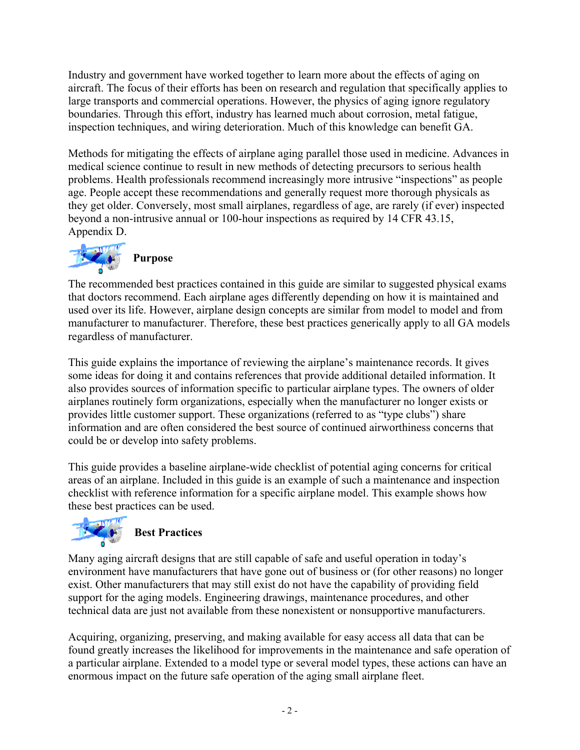Industry and government have worked together to learn more about the effects of aging on aircraft. The focus of their efforts has been on research and regulation that specifically applies to large transports and commercial operations. However, the physics of aging ignore regulatory boundaries. Through this effort, industry has learned much about corrosion, metal fatigue, inspection techniques, and wiring deterioration. Much of this knowledge can benefit GA.

Methods for mitigating the effects of airplane aging parallel those used in medicine. Advances in medical science continue to result in new methods of detecting precursors to serious health problems. Health professionals recommend increasingly more intrusive "inspections" as people age. People accept these recommendations and generally request more thorough physicals as they get older. Conversely, most small airplanes, regardless of age, are rarely (if ever) inspected beyond a non-intrusive annual or 100-hour inspections as required by 14 CFR 43.15, Appendix D.

## Purpose

The recommended best practices contained in this guide are similar to suggested physical exams that doctors recommend. Each airplane ages differently depending on how it is maintained and used over its life. However, airplane design concepts are similar from model to model and from manufacturer to manufacturer. Therefore, these best practices generically apply to all GA models regardless of manufacturer.

This guide explains the importance of reviewing the airplane's maintenance records. It gives some ideas for doing it and contains references that provide additional detailed information. It also provides sources of information specific to particular airplane types. The owners of older airplanes routinely form organizations, especially when the manufacturer no longer exists or provides little customer support. These organizations (referred to as "type clubs") share information and are often considered the best source of continued airworthiness concerns that could be or develop into safety problems.

This guide provides a baseline airplane-wide checklist of potential aging concerns for critical areas of an airplane. Included in this guide is an example of such a maintenance and inspection checklist with reference information for a specific airplane model. This example shows how these best practices can be used.

## Best Practices

Many aging aircraft designs that are still capable of safe and useful operation in today's environment have manufacturers that have gone out of business or (for other reasons) no longer exist. Other manufacturers that may still exist do not have the capability of providing field support for the aging models. Engineering drawings, maintenance procedures, and other technical data are just not available from these nonexistent or nonsupportive manufacturers.

Acquiring, organizing, preserving, and making available for easy access all data that can be found greatly increases the likelihood for improvements in the maintenance and safe operation of a particular airplane. Extended to a model type or several model types, these actions can have an enormous impact on the future safe operation of the aging small airplane fleet.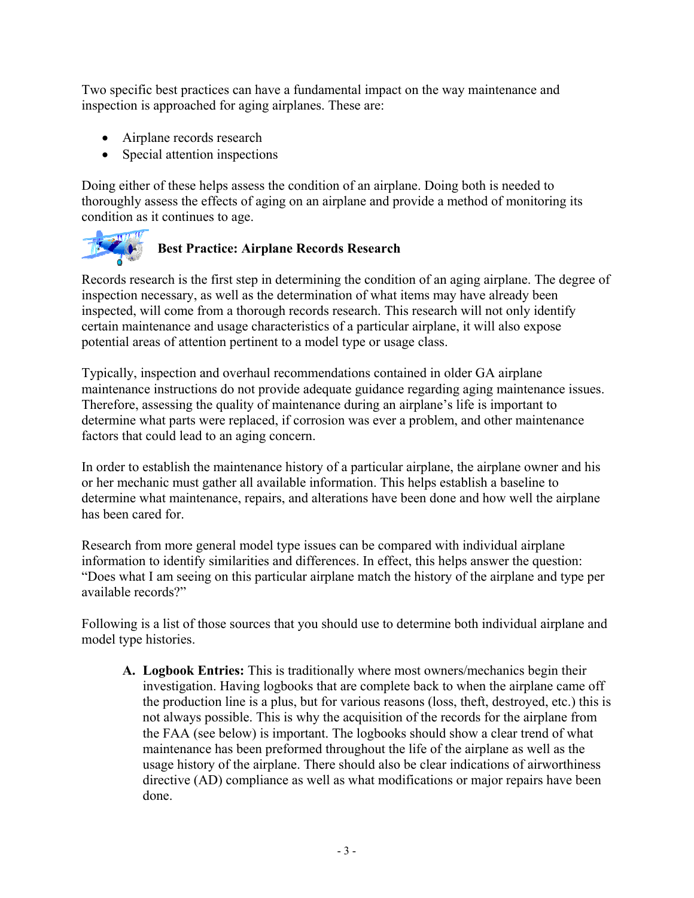Two specific best practices can have a fundamental impact on the way maintenance and inspection is approached for aging airplanes. These are:

- Airplane records research
- Special attention inspections

Doing either of these helps assess the condition of an airplane. Doing both is needed to thoroughly assess the effects of aging on an airplane and provide a method of monitoring its condition as it continues to age.

## Best Practice: Airplane Records Research

Records research is the first step in determining the condition of an aging airplane. The degree of inspection necessary, as well as the determination of what items may have already been inspected, will come from a thorough records research. This research will not only identify certain maintenance and usage characteristics of a particular airplane, it will also expose potential areas of attention pertinent to a model type or usage class.

Typically, inspection and overhaul recommendations contained in older GA airplane maintenance instructions do not provide adequate guidance regarding aging maintenance issues. Therefore, assessing the quality of maintenance during an airplane's life is important to determine what parts were replaced, if corrosion was ever a problem, and other maintenance factors that could lead to an aging concern.

In order to establish the maintenance history of a particular airplane, the airplane owner and his or her mechanic must gather all available information. This helps establish a baseline to determine what maintenance, repairs, and alterations have been done and how well the airplane has been cared for.

Research from more general model type issues can be compared with individual airplane information to identify similarities and differences. In effect, this helps answer the question: "Does what I am seeing on this particular airplane match the history of the airplane and type per available records?"

Following is a list of those sources that you should use to determine both individual airplane and model type histories.

A. **Logbook Entries:** This is traditionally where most owners/mechanics begin their investigation. Having logbooks that are complete back to when the airplane came off the production line is a plus, but for various reasons (loss, theft, destroyed, etc.) this is not always possible. This is why the acquisition of the records for the airplane from the FAA (see below) is important. The logbooks should show a clear trend of what maintenance has been preformed throughout the life of the airplane as well as the usage history of the airplane. There should also be clear indications of airworthiness directive (AD) compliance as well as what modifications or major repairs have been done.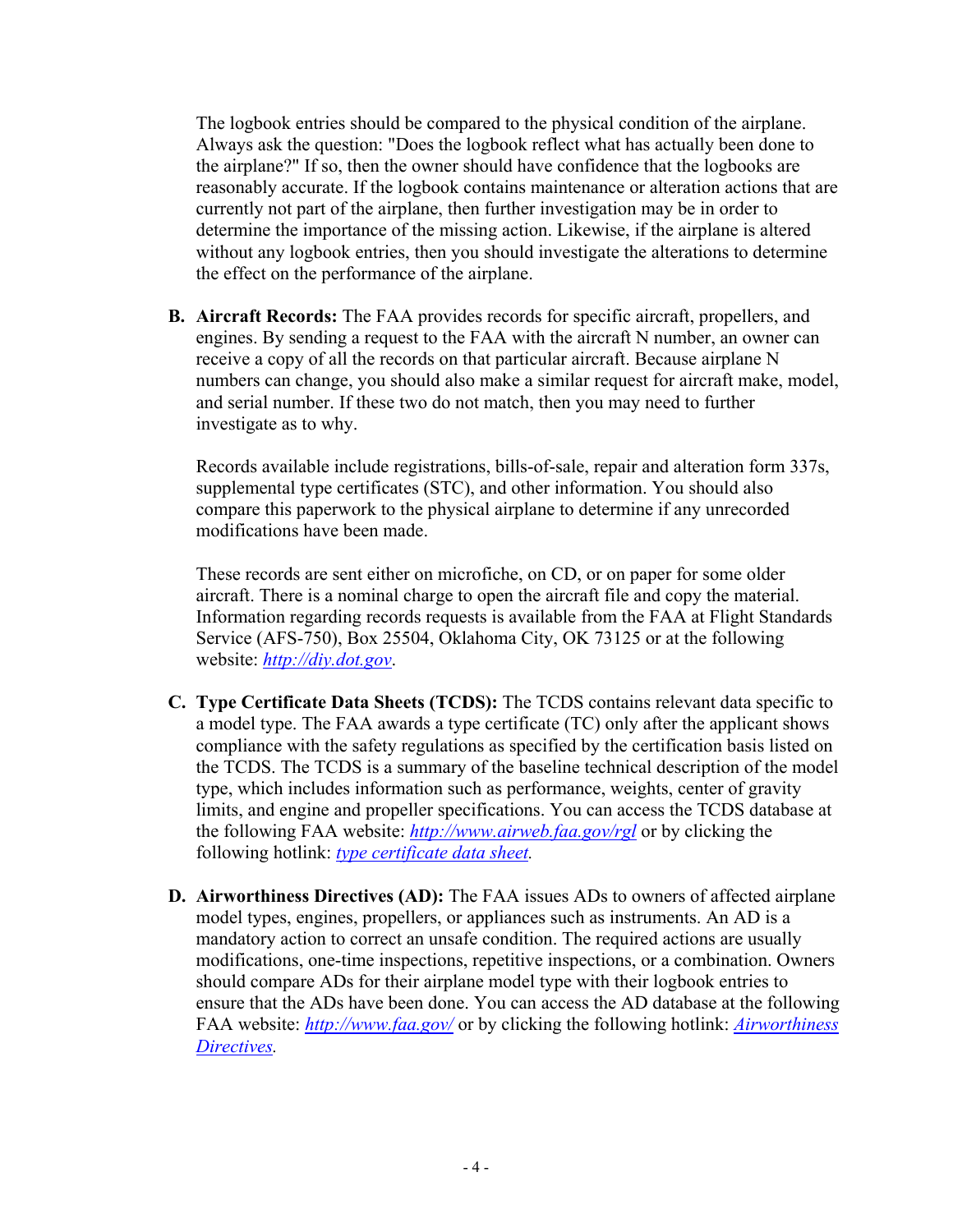The logbook entries should be compared to the physical condition of the airplane. Always ask the question: "Does the logbook reflect what has actually been done to the airplane?" If so, then the owner should have confidence that the logbooks are reasonably accurate. If the logbook contains maintenance or alteration actions that are currently not part of the airplane, then further investigation may be in order to determine the importance of the missing action. Likewise, if the airplane is altered without any logbook entries, then you should investigate the alterations to determine the effect on the performance of the airplane.

**B. Aircraft Records:** The FAA provides records for specific aircraft, propellers, and engines. By sending a request to the FAA with the aircraft N number, an owner can receive a copy of all the records on that particular aircraft. Because airplane N numbers can change, you should also make a similar request for aircraft make, model, and serial number. If these two do not match, then you may need to further investigate as to why.

Records available include registrations, bills-of-sale, repair and alteration form 337s, supplemental type certificates (STC), and other information. You should also compare this paperwork to the physical airplane to determine if any unrecorded modifications have been made.

These records are sent either on microfiche, on CD, or on paper for some older aircraft. There is a nominal charge to open the aircraft file and copy the material. Information regarding records requests is available from the FAA at Flight Standards Service (AFS-750), Box 25504, Oklahoma City, OK 73125 or at the following website: *http://diy.dot.gov*.

**C. Type Certificate Data Sheets (TCDS):** The TCDS contains relevant data specific to a model type. The FAA awards a type certificate (TC) only after the applicant shows compliance with the safety regulations as specified by the certification basis listed on the TCDS. The TCDS is a summary of the baseline technical description of the model type, which includes information such as performance, weights, center of gravity limits, and engine and propeller specifications. You can access the TCDS database at the following FAA website: *http://www.airweb.faa.gov/rgl* or by clicking the following hotlink: *type certificate data sheet*.

**D. Airworthiness Directives (AD):** The FAA issues ADs to owners of affected airplane model types, engines, propellers, or appliances such as instruments. An AD is a mandatory action to correct an unsafe condition. The required actions are usually modifications, one-time inspections, repetitive inspections, or a combination. Owners should compare ADs for their airplane model type with their logbook entries to ensure that the ADs have been done. You can access the AD database at the following FAA website: *http://www.faa.gov/* or by clicking the following hotlink: *Airworthiness Directives*.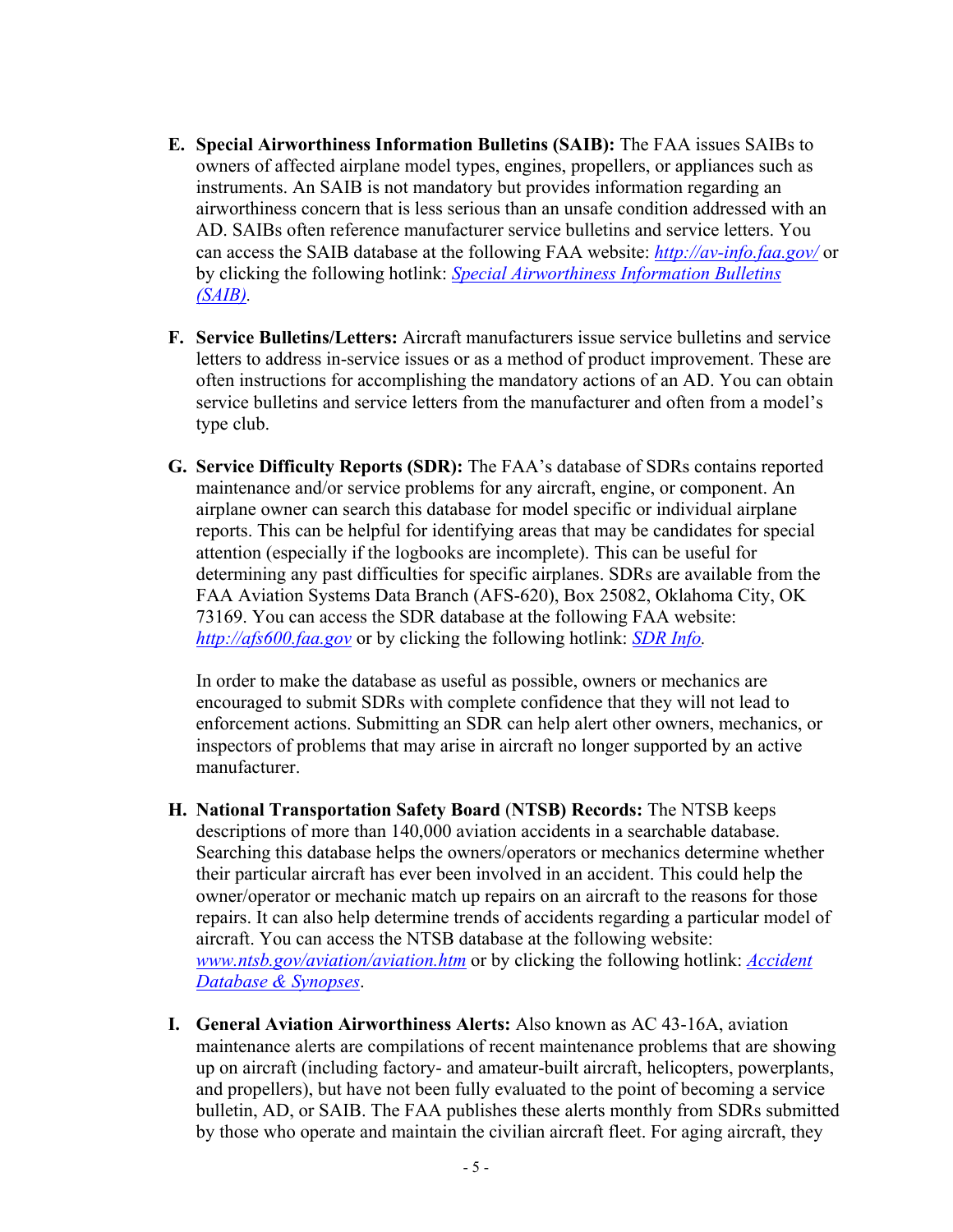E. **Special Airworthiness Information Bulletins (SAIB):** The FAA issues SAIBs to owners of affected airplane model types, engines, propellers, or appliances such as instruments. An SAIB is not mandatory but provides information regarding an airworthiness concern that is less serious than an unsafe condition addressed with an AD. SAIBs often reference manufacturer service bulletins and service letters. You can access the SAIB database at the following FAA website: *http://av-info.faa.gov/* or by clicking the following hotlink: *Special Airworthiness Information Bulletins (SAIB)*.

F. **Service Bulletins/Letters:** Aircraft manufacturers issue service bulletins and service letters to address in-service issues or as a method of product improvement. These are often instructions for accomplishing the mandatory actions of an AD. You can obtain service bulletins and service letters from the manufacturer and often from a model's type club.

G. **Service Difficulty Reports (SDR):** The FAA's database of SDRs contains reported maintenance and/or service problems for any aircraft, engine, or component. An airplane owner can search this database for model specific or individual airplane reports. This can be helpful for identifying areas that may be candidates for special attention (especially if the logbooks are incomplete). This can be useful for determining any past difficulties for specific airplanes. SDRs are available from the FAA Aviation Systems Data Branch (AFS-620), Box 25082, Oklahoma City, OK 73169. You can access the SDR database at the following FAA website: *http://afs600.faa.gov* or by clicking the following hotlink: *SDR Info*.

   In order to make the database as useful as possible, owners or mechanics are encouraged to submit SDRs with complete confidence that they will not lead to enforcement actions. Submitting an SDR can help alert other owners, mechanics, or inspectors of problems that may arise in aircraft no longer supported by an active manufacturer.

H. **National Transportation Safety Board (NTSB) Records:** The NTSB keeps descriptions of more than 140,000 aviation accidents in a searchable database. Searching this database helps the owners/operators or mechanics determine whether their particular aircraft has ever been involved in an accident. This could help the owner/operator or mechanic match up repairs on an aircraft to the reasons for those repairs. It can also help determine trends of accidents regarding a particular model of aircraft. You can access the NTSB database at the following website: *www.ntsb.gov/aviation/aviation.htm* or by clicking the following hotlink: *Accident Database & Synopses*.

I. **General Aviation Airworthiness Alerts:** Also known as AC 43-16A, aviation maintenance alerts are compilations of recent maintenance problems that are showing up on aircraft (including factory- and amateur-built aircraft, helicopters, powerplants, and propellers), but have not been fully evaluated to the point of becoming a service bulletin, AD, or SAIB. The FAA publishes these alerts monthly from SDRs submitted by those who operate and maintain the civilian aircraft fleet. For aging aircraft, they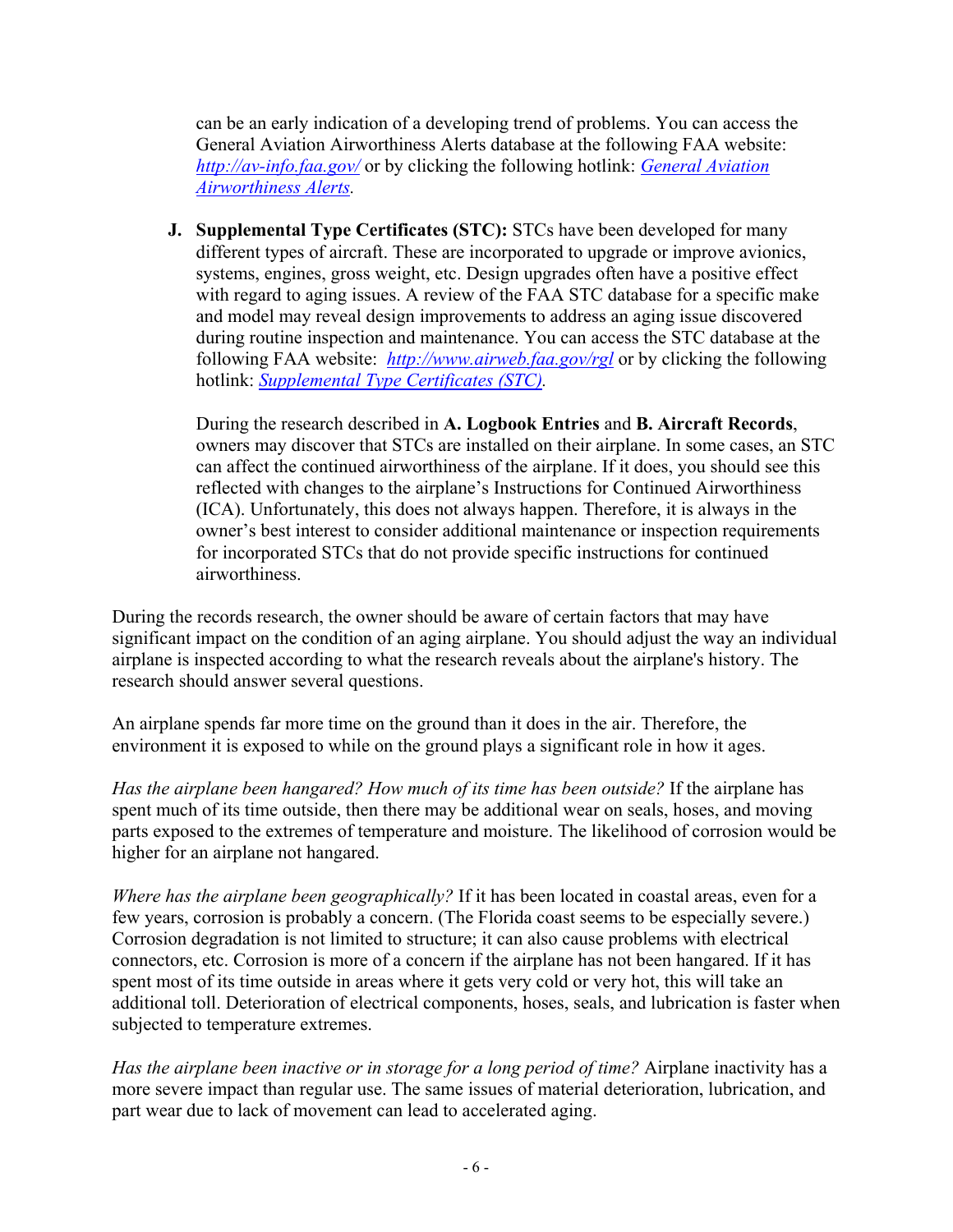can be an early indication of a developing trend of problems. You can access the General Aviation Airworthiness Alerts database at the following FAA website: *http://av-info.faa.gov/* or by clicking the following hotlink: *General Aviation Airworthiness Alerts.*

**J. Supplemental Type Certificates (STC):** STCs have been developed for many different types of aircraft. These are incorporated to upgrade or improve avionics, systems, engines, gross weight, etc. Design upgrades often have a positive effect with regard to aging issues. A review of the FAA STC database for a specific make and model may reveal design improvements to address an aging issue discovered during routine inspection and maintenance. You can access the STC database at the following FAA website: *http://www.airweb.faa.gov/rgl* or by clicking the following hotlink: *Supplemental Type Certificates (STC).*

During the research described in **A. Logbook Entries** and **B. Aircraft Records**, owners may discover that STCs are installed on their airplane. In some cases, an STC can affect the continued airworthiness of the airplane. If it does, you should see this reflected with changes to the airplane's Instructions for Continued Airworthiness (ICA). Unfortunately, this does not always happen. Therefore, it is always in the owner's best interest to consider additional maintenance or inspection requirements for incorporated STCs that do not provide specific instructions for continued airworthiness.

During the records research, the owner should be aware of certain factors that may have significant impact on the condition of an aging airplane. You should adjust the way an individual airplane is inspected according to what the research reveals about the airplane's history. The research should answer several questions.

An airplane spends far more time on the ground than it does in the air. Therefore, the environment it is exposed to while on the ground plays a significant role in how it ages.

*Has the airplane been hangared? How much of its time has been outside?* If the airplane has spent much of its time outside, then there may be additional wear on seals, hoses, and moving parts exposed to the extremes of temperature and moisture. The likelihood of corrosion would be higher for an airplane not hangared.

*Where has the airplane been geographically?* If it has been located in coastal areas, even for a few years, corrosion is probably a concern. (The Florida coast seems to be especially severe.) Corrosion degradation is not limited to structure; it can also cause problems with electrical connectors, etc. Corrosion is more of a concern if the airplane has not been hangared. If it has spent most of its time outside in areas where it gets very cold or very hot, this will take an additional toll. Deterioration of electrical components, hoses, seals, and lubrication is faster when subjected to temperature extremes.

*Has the airplane been inactive or in storage for a long period of time?* Airplane inactivity has a more severe impact than regular use. The same issues of material deterioration, lubrication, and part wear due to lack of movement can lead to accelerated aging.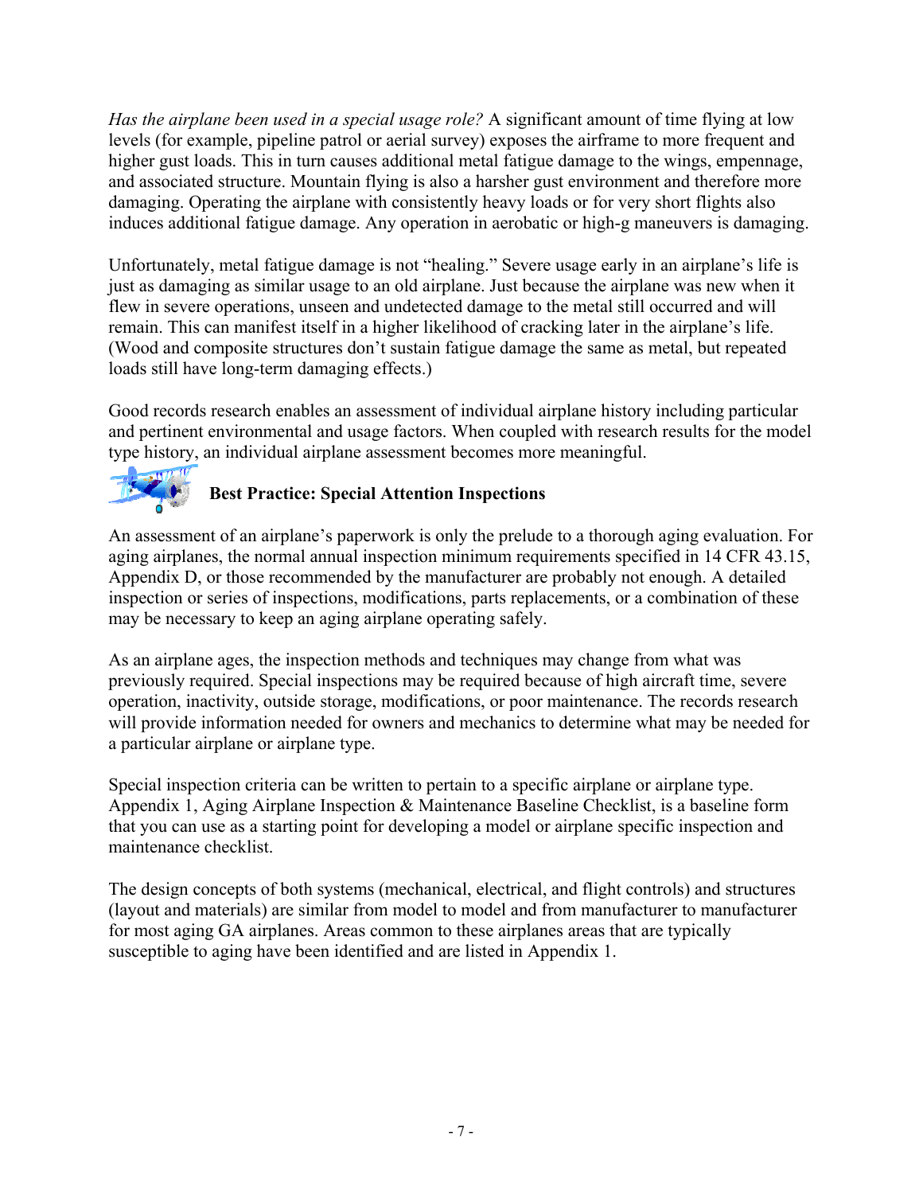*Has the airplane been used in a special usage role?* A significant amount of time flying at low levels (for example, pipeline patrol or aerial survey) exposes the airframe to more frequent and higher gust loads. This in turn causes additional metal fatigue damage to the wings, empennage, and associated structure. Mountain flying is also a harsher gust environment and therefore more damaging. Operating the airplane with consistently heavy loads or for very short flights also induces additional fatigue damage. Any operation in aerobatic or high-g maneuvers is damaging.

Unfortunately, metal fatigue damage is not "healing." Severe usage early in an airplane's life is just as damaging as similar usage to an old airplane. Just because the airplane was new when it flew in severe operations, unseen and undetected damage to the metal still occurred and will remain. This can manifest itself in a higher likelihood of cracking later in the airplane's life. (Wood and composite structures don't sustain fatigue damage the same as metal, but repeated loads still have long-term damaging effects.)

Good records research enables an assessment of individual airplane history including particular and pertinent environmental and usage factors. When coupled with research results for the model type history, an individual airplane assessment becomes more meaningful.

**Best Practice: Special Attention Inspections**

An assessment of an airplane's paperwork is only the prelude to a thorough aging evaluation. For aging airplanes, the normal annual inspection minimum requirements specified in 14 CFR 43.15, Appendix D, or those recommended by the manufacturer are probably not enough. A detailed inspection or series of inspections, modifications, parts replacements, or a combination of these may be necessary to keep an aging airplane operating safely.

As an airplane ages, the inspection methods and techniques may change from what was previously required. Special inspections may be required because of high aircraft time, severe operation, inactivity, outside storage, modifications, or poor maintenance. The records research will provide information needed for owners and mechanics to determine what may be needed for a particular airplane or airplane type.

Special inspection criteria can be written to pertain to a specific airplane or airplane type. Appendix 1, Aging Airplane Inspection & Maintenance Baseline Checklist, is a baseline form that you can use as a starting point for developing a model or airplane specific inspection and maintenance checklist.

The design concepts of both systems (mechanical, electrical, and flight controls) and structures (layout and materials) are similar from model to model and from manufacturer to manufacturer for most aging GA airplanes. Areas common to these airplanes areas that are typically susceptible to aging have been identified and are listed in Appendix 1.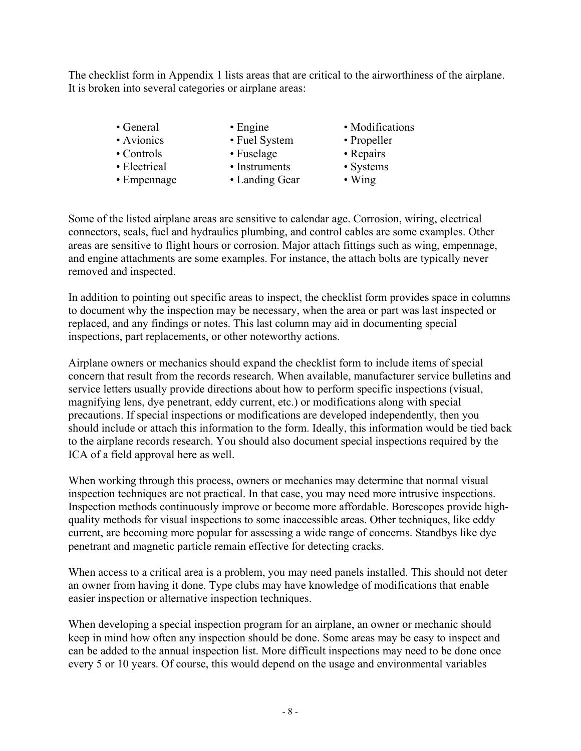The checklist form in Appendix 1 lists areas that are critical to the airworthiness of the airplane. It is broken into several categories or airplane areas:

- General
- Avionics
- Controls
- Electrical
- Empennage
- Engine
- Fuel System
- Fuselage
- Instruments
- Landing Gear
- Modifications
- Propeller
- Repairs
- Systems
- Wing

Some of the listed airplane areas are sensitive to calendar age. Corrosion, wiring, electrical connectors, seals, fuel and hydraulics plumbing, and control cables are some examples. Other areas are sensitive to flight hours or corrosion. Major attach fittings such as wing, empennage, and engine attachments are some examples. For instance, the attach bolts are typically never removed and inspected.

In addition to pointing out specific areas to inspect, the checklist form provides space in columns to document why the inspection may be necessary, when the area or part was last inspected or replaced, and any findings or notes. This last column may aid in documenting special inspections, part replacements, or other noteworthy actions.

Airplane owners or mechanics should expand the checklist form to include items of special concern that result from the records research. When available, manufacturer service bulletins and service letters usually provide directions about how to perform specific inspections (visual, magnifying lens, dye penetrant, eddy current, etc.) or modifications along with special precautions. If special inspections or modifications are developed independently, then you should include or attach this information to the form. Ideally, this information would be tied back to the airplane records research. You should also document special inspections required by the ICA of a field approval here as well.

When working through this process, owners or mechanics may determine that normal visual inspection techniques are not practical. In that case, you may need more intrusive inspections. Inspection methods continuously improve or become more affordable. Borescopes provide high-quality methods for visual inspections to some inaccessible areas. Other techniques, like eddy current, are becoming more popular for assessing a wide range of concerns. Standbys like dye penetrant and magnetic particle remain effective for detecting cracks.

When access to a critical area is a problem, you may need panels installed. This should not deter an owner from having it done. Type clubs may have knowledge of modifications that enable easier inspection or alternative inspection techniques.

When developing a special inspection program for an airplane, an owner or mechanic should keep in mind how often any inspection should be done. Some areas may be easy to inspect and can be added to the annual inspection list. More difficult inspections may need to be done once every 5 or 10 years. Of course, this would depend on the usage and environmental variables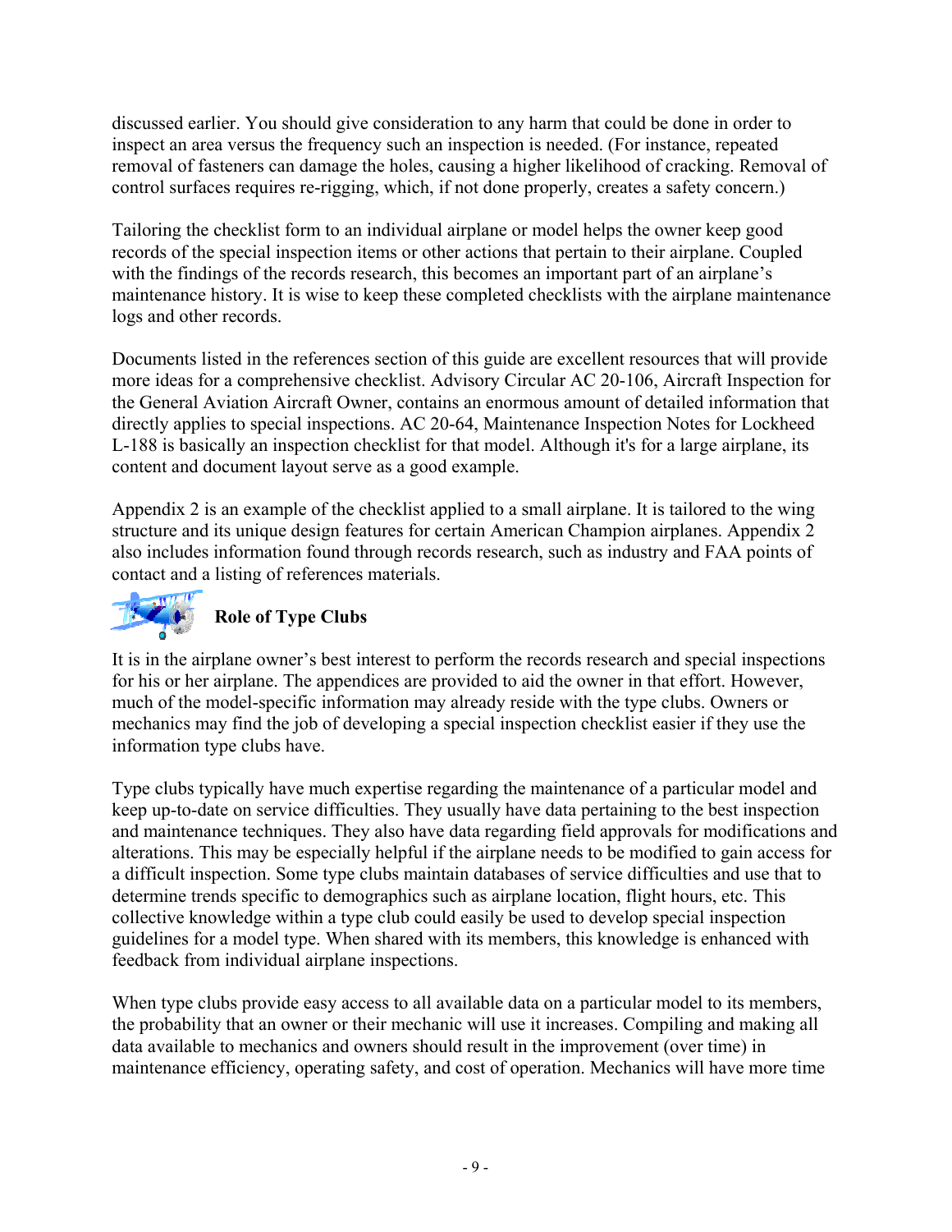discussed earlier. You should give consideration to any harm that could be done in order to inspect an area versus the frequency such an inspection is needed. (For instance, repeated removal of fasteners can damage the holes, causing a higher likelihood of cracking. Removal of control surfaces requires re-rigging, which, if not done properly, creates a safety concern.)

Tailoring the checklist form to an individual airplane or model helps the owner keep good records of the special inspection items or other actions that pertain to their airplane. Coupled with the findings of the records research, this becomes an important part of an airplane's maintenance history. It is wise to keep these completed checklists with the airplane maintenance logs and other records.

Documents listed in the references section of this guide are excellent resources that will provide more ideas for a comprehensive checklist. Advisory Circular AC 20-106, Aircraft Inspection for the General Aviation Aircraft Owner, contains an enormous amount of detailed information that directly applies to special inspections. AC 20-64, Maintenance Inspection Notes for Lockheed L-188 is basically an inspection checklist for that model. Although it's for a large airplane, its content and document layout serve as a good example.

Appendix 2 is an example of the checklist applied to a small airplane. It is tailored to the wing structure and its unique design features for certain American Champion airplanes. Appendix 2 also includes information found through records research, such as industry and FAA points of contact and a listing of references materials.

## Role of Type Clubs

It is in the airplane owner's best interest to perform the records research and special inspections for his or her airplane. The appendices are provided to aid the owner in that effort. However, much of the model-specific information may already reside with the type clubs. Owners or mechanics may find the job of developing a special inspection checklist easier if they use the information type clubs have.

Type clubs typically have much expertise regarding the maintenance of a particular model and keep up-to-date on service difficulties. They usually have data pertaining to the best inspection and maintenance techniques. They also have data regarding field approvals for modifications and alterations. This may be especially helpful if the airplane needs to be modified to gain access for a difficult inspection. Some type clubs maintain databases of service difficulties and use that to determine trends specific to demographics such as airplane location, flight hours, etc. This collective knowledge within a type club could easily be used to develop special inspection guidelines for a model type. When shared with its members, this knowledge is enhanced with feedback from individual airplane inspections.

When type clubs provide easy access to all available data on a particular model to its members, the probability that an owner or their mechanic will use it increases. Compiling and making all data available to mechanics and owners should result in the improvement (over time) in maintenance efficiency, operating safety, and cost of operation. Mechanics will have more time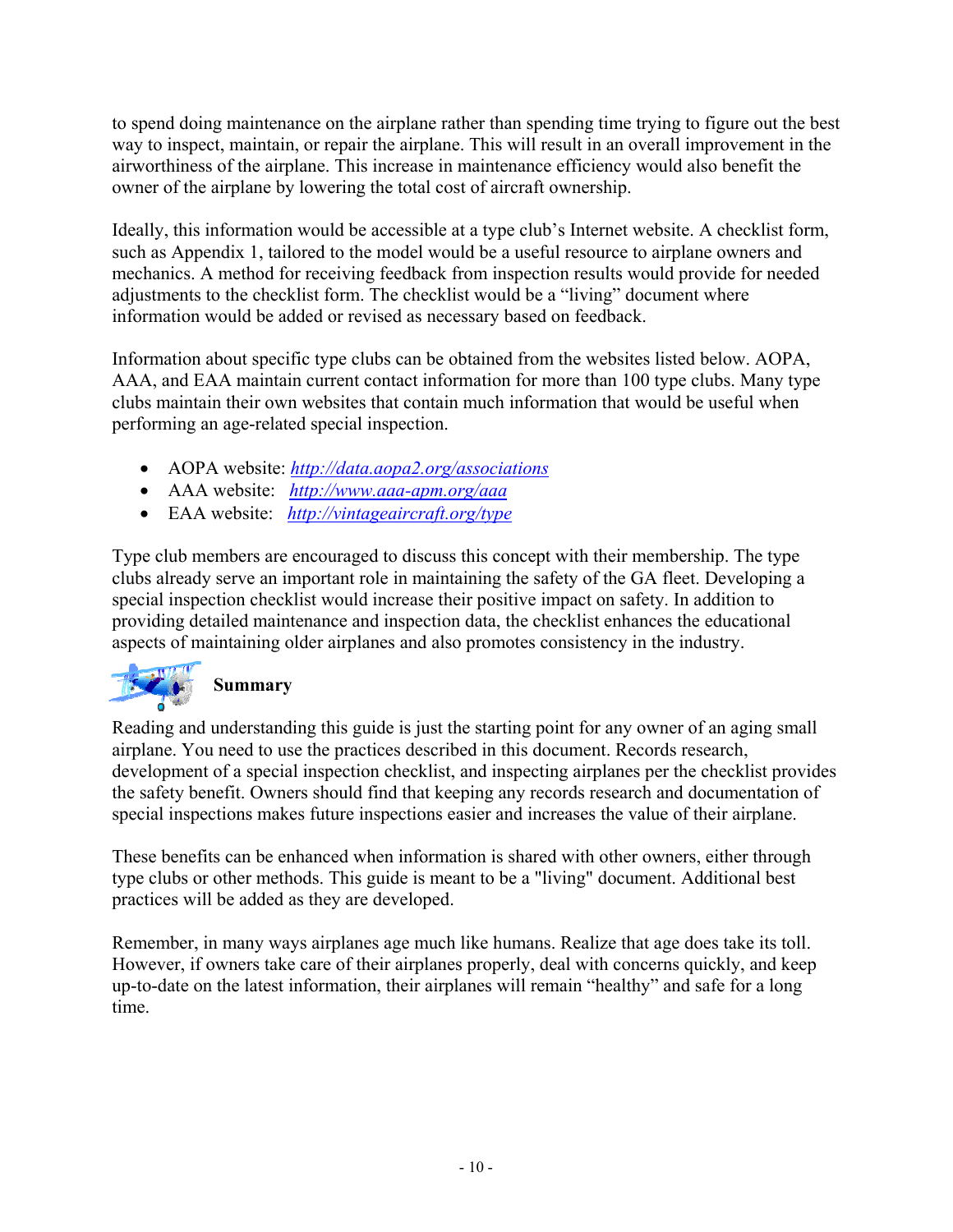to spend doing maintenance on the airplane rather than spending time trying to figure out the best way to inspect, maintain, or repair the airplane. This will result in an overall improvement in the airworthiness of the airplane. This increase in maintenance efficiency would also benefit the owner of the airplane by lowering the total cost of aircraft ownership.

Ideally, this information would be accessible at a type club's Internet website. A checklist form, such as Appendix 1, tailored to the model would be a useful resource to airplane owners and mechanics. A method for receiving feedback from inspection results would provide for needed adjustments to the checklist form. The checklist would be a "living" document where information would be added or revised as necessary based on feedback.

Information about specific type clubs can be obtained from the websites listed below. AOPA, AAA, and EAA maintain current contact information for more than 100 type clubs. Many type clubs maintain their own websites that contain much information that would be useful when performing an age-related special inspection.

- AOPA website: *http://data.aopa2.org/associations*
- AAA website: *http://www.aaa-apm.org/aaa*
- EAA website: *http://vintageaircraft.org/type*

Type club members are encouraged to discuss this concept with their membership. The type clubs already serve an important role in maintaining the safety of the GA fleet. Developing a special inspection checklist would increase their positive impact on safety. In addition to providing detailed maintenance and inspection data, the checklist enhances the educational aspects of maintaining older airplanes and also promotes consistency in the industry.

## Summary

Reading and understanding this guide is just the starting point for any owner of an aging small airplane. You need to use the practices described in this document. Records research, development of a special inspection checklist, and inspecting airplanes per the checklist provides the safety benefit. Owners should find that keeping any records research and documentation of special inspections makes future inspections easier and increases the value of their airplane.

These benefits can be enhanced when information is shared with other owners, either through type clubs or other methods. This guide is meant to be a "living" document. Additional best practices will be added as they are developed.

Remember, in many ways airplanes age much like humans. Realize that age does take its toll. However, if owners take care of their airplanes properly, deal with concerns quickly, and keep up-to-date on the latest information, their airplanes will remain "healthy" and safe for a long time.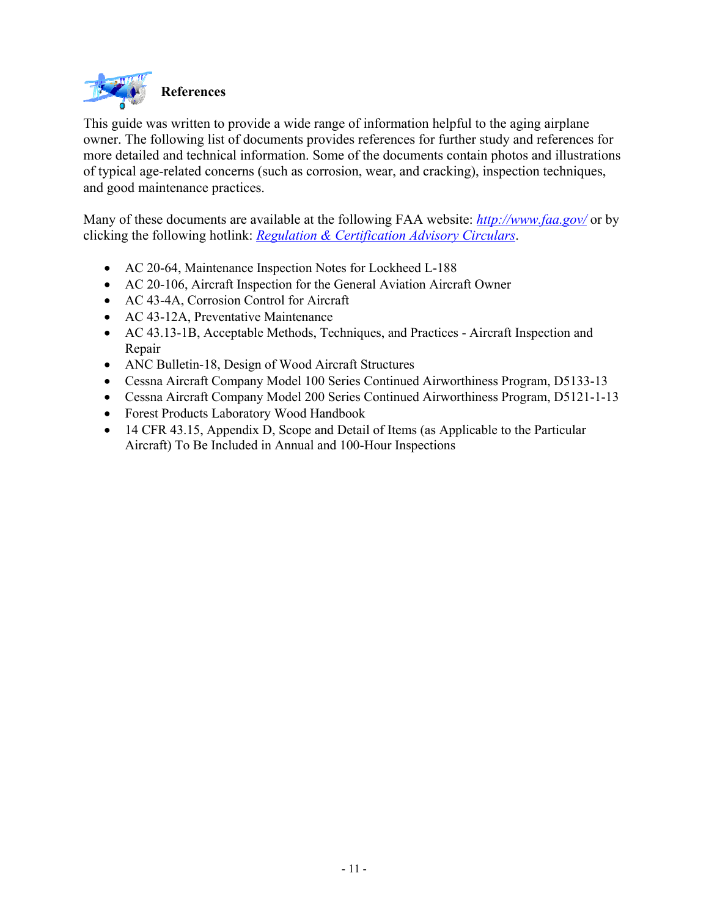## References

This guide was written to provide a wide range of information helpful to the aging airplane owner. The following list of documents provides references for further study and references for more detailed and technical information. Some of the documents contain photos and illustrations of typical age-related concerns (such as corrosion, wear, and cracking), inspection techniques, and good maintenance practices.

Many of these documents are available at the following FAA website: *[http://www.faa.gov/](http://www.faa.gov/)* or by clicking the following hotlink: *Regulation & Certification Advisory Circulars*.

- AC 20-64, Maintenance Inspection Notes for Lockheed L-188
- AC 20-106, Aircraft Inspection for the General Aviation Aircraft Owner
- AC 43-4A, Corrosion Control for Aircraft
- AC 43-12A, Preventative Maintenance
- AC 43.13-1B, Acceptable Methods, Techniques, and Practices - Aircraft Inspection and Repair
- ANC Bulletin-18, Design of Wood Aircraft Structures
- Cessna Aircraft Company Model 100 Series Continued Airworthiness Program, D5133-13
- Cessna Aircraft Company Model 200 Series Continued Airworthiness Program, D5121-1-13
- Forest Products Laboratory Wood Handbook
- 14 CFR 43.15, Appendix D, Scope and Detail of Items (as Applicable to the Particular Aircraft) To Be Included in Annual and 100-Hour Inspections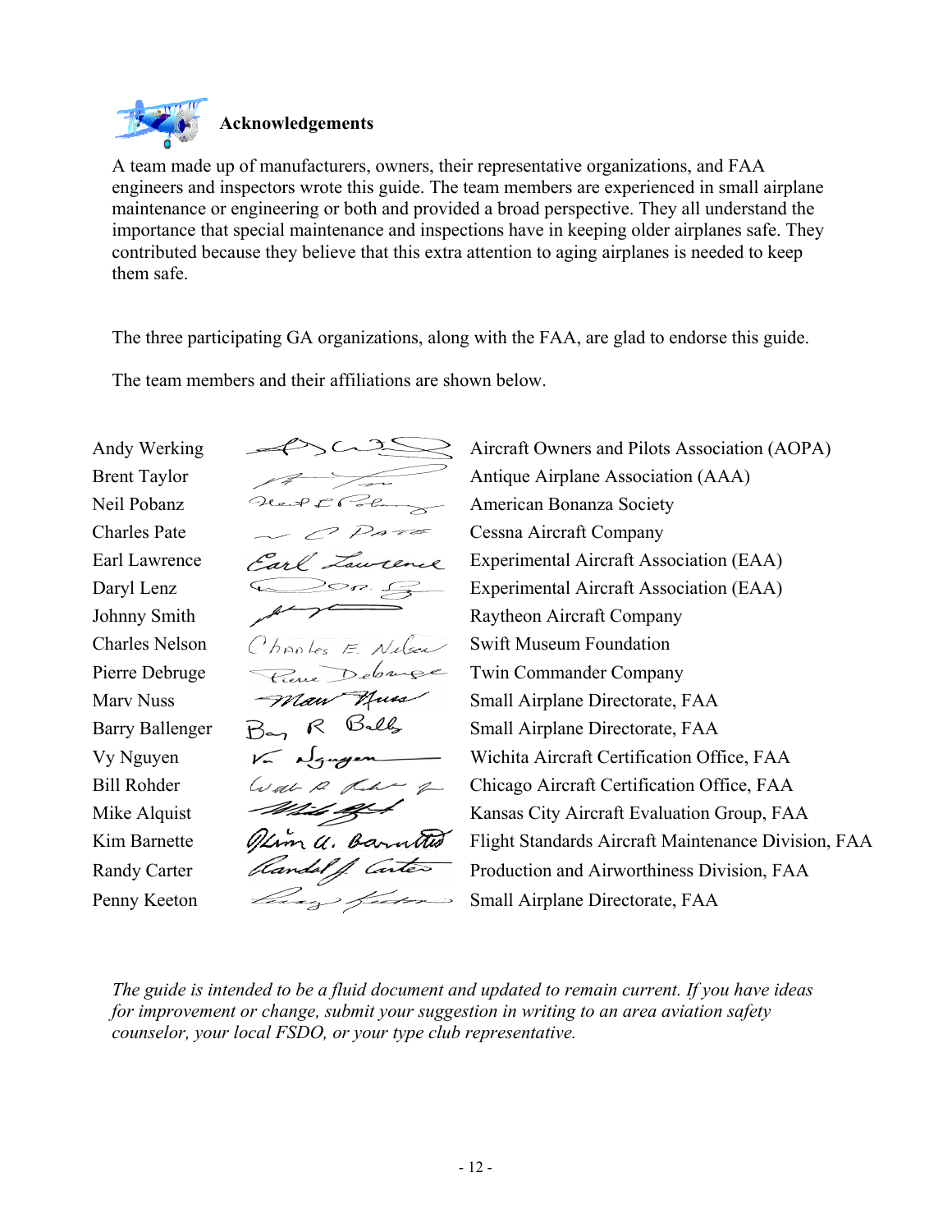## Acknowledgements

A team made up of manufacturers, owners, their representative organizations, and FAA engineers and inspectors wrote this guide. The team members are experienced in small airplane maintenance or engineering or both and provided a broad perspective. They all understand the importance that special maintenance and inspections have in keeping older airplanes safe. They contributed because they believe that this extra attention to aging airplanes is needed to keep them safe.

The three participating GA organizations, along with the FAA, are glad to endorse this guide.

The team members and their affiliations are shown below.

| | |
|---|---|
| Andy Werking | Aircraft Owners and Pilots Association (AOPA) |
| Brent Taylor | Antique Airplane Association (AAA) |
| Neil Pobanz | American Bonanza Society |
| Charles Pate | Cessna Aircraft Company |
| Earl Lawrence | Experimental Aircraft Association (EAA) |
| Daryl Lenz | Experimental Aircraft Association (EAA) |
| Johnny Smith | Raytheon Aircraft Company |
| Charles Nelson | Swift Museum Foundation |
| Pierre Debruge | Twin Commander Company |
| Marv Nuss | Small Airplane Directorate, FAA |
| Barry Ballenger | Small Airplane Directorate, FAA |
| Vy Nguyen | Wichita Aircraft Certification Office, FAA |
| Bill Rohder | Chicago Aircraft Certification Office, FAA |
| Mike Alquist | Kansas City Aircraft Evaluation Group, FAA |
| Kim Barnette | Flight Standards Aircraft Maintenance Division, FAA |
| Randy Carter | Production and Airworthiness Division, FAA |
| Penny Keeton | Small Airplane Directorate, FAA |

*The guide is intended to be a fluid document and updated to remain current. If you have ideas for improvement or change, submit your suggestion in writing to an area aviation safety counselor, your local FSDO, or your type club representative.*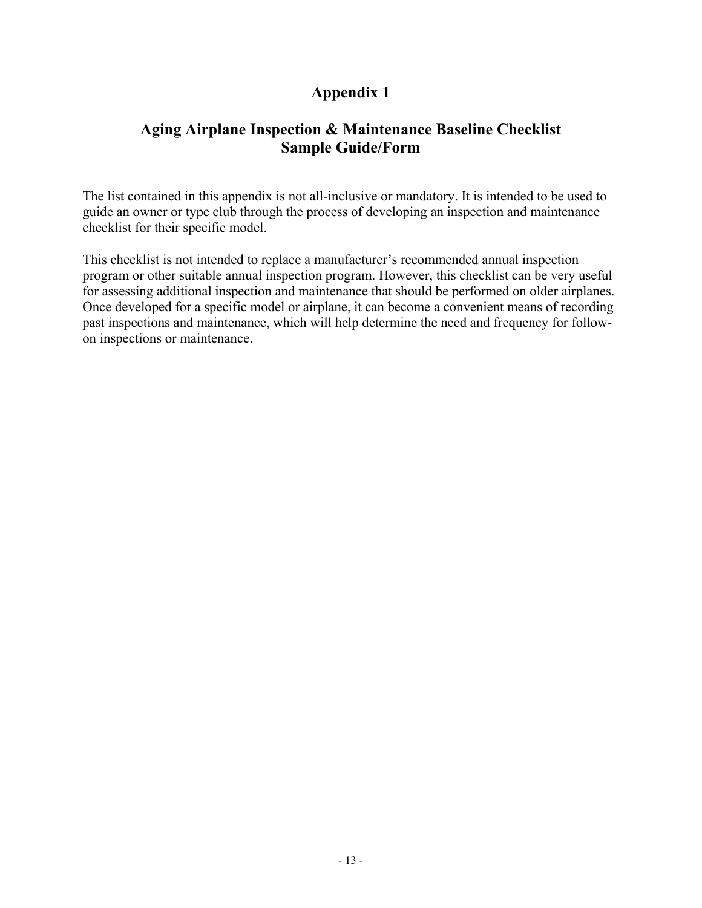# Appendix 1

## Aging Airplane Inspection & Maintenance Baseline Checklist
## Sample Guide/Form

The list contained in this appendix is not all-inclusive or mandatory. It is intended to be used to guide an owner or type club through the process of developing an inspection and maintenance checklist for their specific model.

This checklist is not intended to replace a manufacturer's recommended annual inspection program or other suitable annual inspection program. However, this checklist can be very useful for assessing additional inspection and maintenance that should be performed on older airplanes. Once developed for a specific model or airplane, it can become a convenient means of recording past inspections and maintenance, which will help determine the need and frequency for follow-on inspections or maintenance.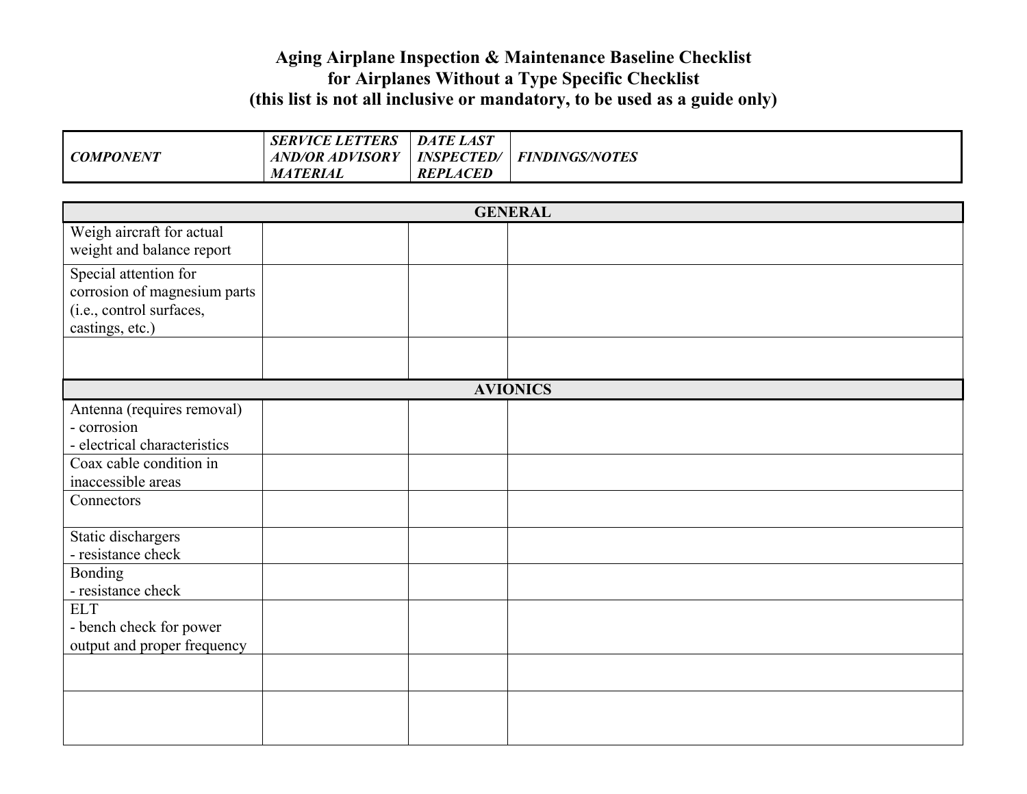**Aging Airplane Inspection & Maintenance Baseline Checklist**
**for Airplanes Without a Type Specific Checklist**
**(this list is not all inclusive or mandatory, to be used as a guide only)**

| *COMPONENT* | *SERVICE LETTERS AND/OR ADVISORY MATERIAL* | *DATE LAST INSPECTED/ REPLACED* | *FINDINGS/NOTES* |
|---|---|---|---|
| **GENERAL** | | | |
| Weigh aircraft for actual weight and balance report | | | |
| Special attention for corrosion of magnesium parts (i.e., control surfaces, castings, etc.) | | | |
| | | | |
| **AVIONICS** | | | |
| Antenna (requires removal)<br>- corrosion<br>- electrical characteristics | | | |
| Coax cable condition in inaccessible areas | | | |
| Connectors | | | |
| Static dischargers<br>- resistance check | | | |
| Bonding<br>- resistance check | | | |
| ELT<br>- bench check for power output and proper frequency | | | |
| | | | |
| | | | |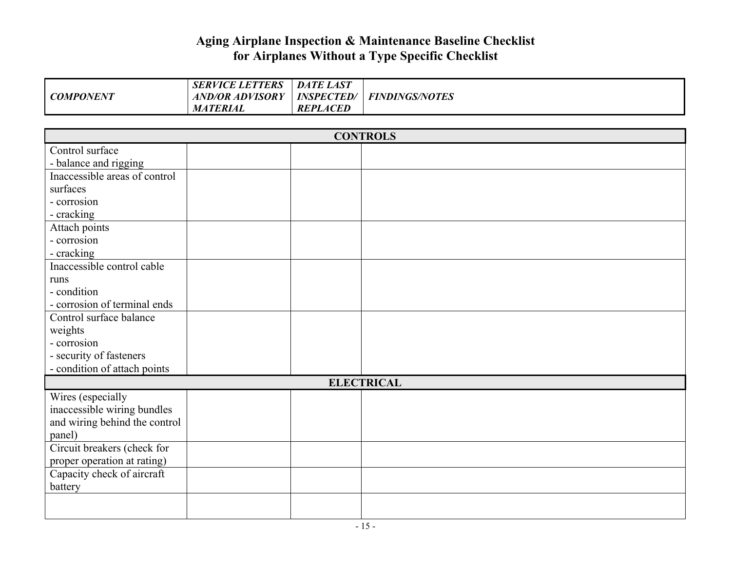# Aging Airplane Inspection & Maintenance Baseline Checklist for Airplanes Without a Type Specific Checklist

| *COMPONENT* | *SERVICE LETTERS AND/OR ADVISORY MATERIAL* | *DATE LAST INSPECTED/ REPLACED* | *FINDINGS/NOTES* |
|---|---|---|---|
| **CONTROLS** | | | |
| Control surface<br>- balance and rigging | | | |
| Inaccessible areas of control surfaces<br>- corrosion<br>- cracking | | | |
| Attach points<br>- corrosion<br>- cracking | | | |
| Inaccessible control cable runs<br>- condition<br>- corrosion of terminal ends | | | |
| Control surface balance weights<br>- corrosion<br>- security of fasteners<br>- condition of attach points | | | |
| **ELECTRICAL** | | | |
| Wires (especially inaccessible wiring bundles and wiring behind the control panel) | | | |
| Circuit breakers (check for proper operation at rating) | | | |
| Capacity check of aircraft battery | | | |
| | | | |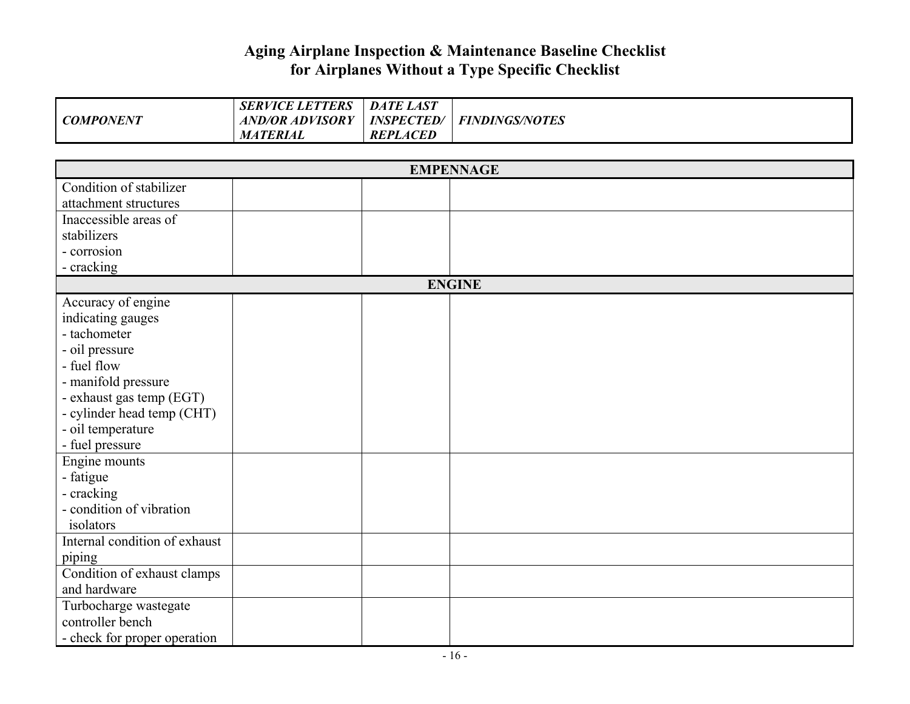# Aging Airplane Inspection & Maintenance Baseline Checklist for Airplanes Without a Type Specific Checklist

| *COMPONENT* | *SERVICE LETTERS AND/OR ADVISORY MATERIAL* | *DATE LAST INSPECTED/ REPLACED* | *FINDINGS/NOTES* |
|---|---|---|---|
| **EMPENNAGE** | | | |
| Condition of stabilizer attachment structures | | | |
| Inaccessible areas of stabilizers<br>- corrosion<br>- cracking | | | |
| **ENGINE** | | | |
| Accuracy of engine indicating gauges<br>- tachometer<br>- oil pressure<br>- fuel flow<br>- manifold pressure<br>- exhaust gas temp (EGT)<br>- cylinder head temp (CHT)<br>- oil temperature<br>- fuel pressure | | | |
| Engine mounts<br>- fatigue<br>- cracking<br>- condition of vibration isolators | | | |
| Internal condition of exhaust piping | | | |
| Condition of exhaust clamps and hardware | | | |
| Turbocharge wastegate controller bench<br>- check for proper operation | | | |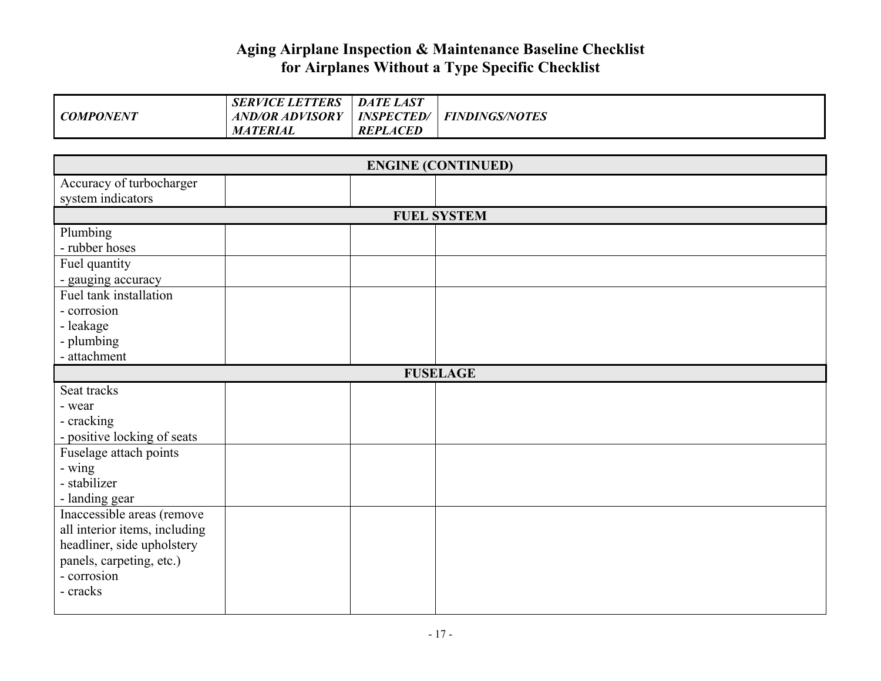## Aging Airplane Inspection & Maintenance Baseline Checklist for Airplanes Without a Type Specific Checklist

| *COMPONENT* | *SERVICE LETTERS AND/OR ADVISORY MATERIAL* | *DATE LAST INSPECTED/ REPLACED* | *FINDINGS/NOTES* |
|---|---|---|---|
| **ENGINE (CONTINUED)** | | | |
| Accuracy of turbocharger system indicators | | | |
| **FUEL SYSTEM** | | | |
| Plumbing<br>- rubber hoses | | | |
| Fuel quantity<br>- gauging accuracy | | | |
| Fuel tank installation<br>- corrosion<br>- leakage<br>- plumbing<br>- attachment | | | |
| **FUSELAGE** | | | |
| Seat tracks<br>- wear<br>- cracking<br>- positive locking of seats | | | |
| Fuselage attach points<br>- wing<br>- stabilizer<br>- landing gear | | | |
| Inaccessible areas (remove all interior items, including headliner, side upholstery panels, carpeting, etc.)<br>- corrosion<br>- cracks | | | |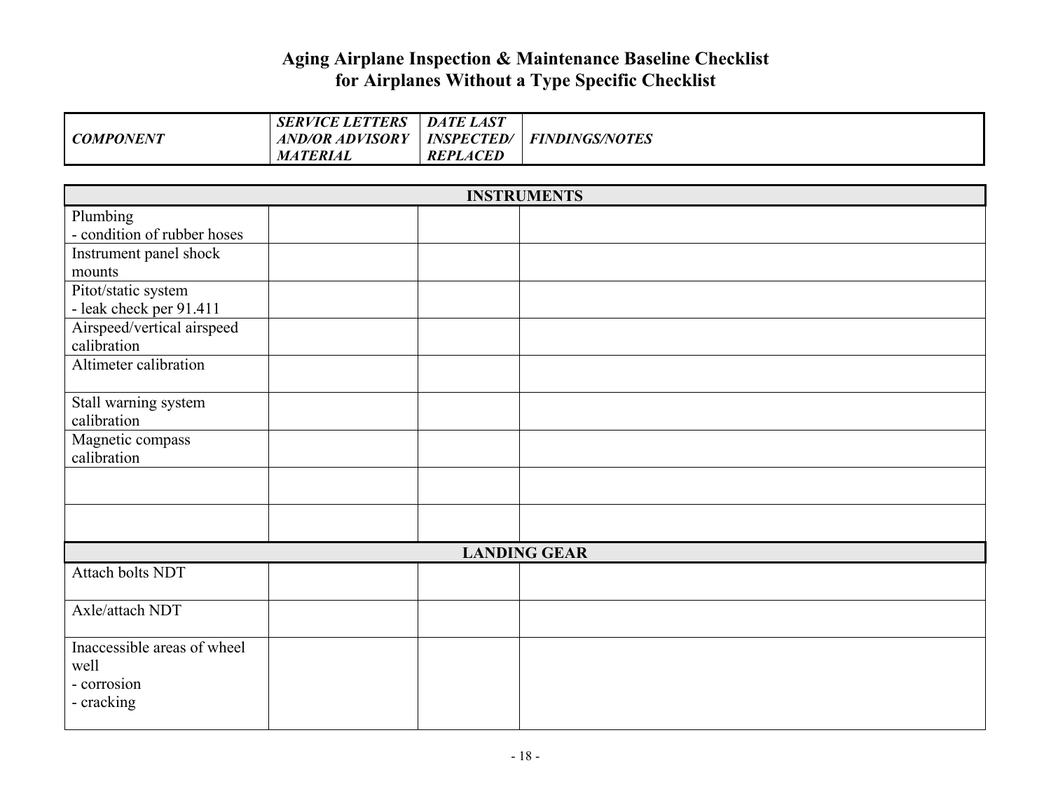## Aging Airplane Inspection & Maintenance Baseline Checklist for Airplanes Without a Type Specific Checklist

| *COMPONENT* | *SERVICE LETTERS AND/OR ADVISORY MATERIAL* | *DATE LAST INSPECTED/ REPLACED* | *FINDINGS/NOTES* |
|---|---|---|---|
| **INSTRUMENTS** | | | |
| Plumbing<br>- condition of rubber hoses | | | |
| Instrument panel shock mounts | | | |
| Pitot/static system<br>- leak check per 91.411 | | | |
| Airspeed/vertical airspeed calibration | | | |
| Altimeter calibration | | | |
| Stall warning system calibration | | | |
| Magnetic compass calibration | | | |
| | | | |
| | | | |
| **LANDING GEAR** | | | |
| Attach bolts NDT | | | |
| Axle/attach NDT | | | |
| Inaccessible areas of wheel well<br>- corrosion<br>- cracking | | | |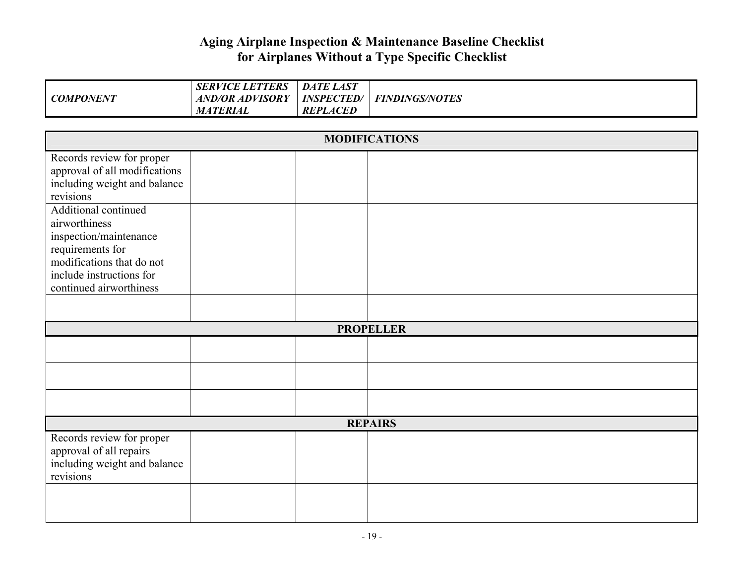# Aging Airplane Inspection & Maintenance Baseline Checklist for Airplanes Without a Type Specific Checklist

| *COMPONENT* | *SERVICE LETTERS AND/OR ADVISORY MATERIAL* | *DATE LAST INSPECTED/ REPLACED* | *FINDINGS/NOTES* |
|---|---|---|---|
| **MODIFICATIONS** | | | |
| Records review for proper approval of all modifications including weight and balance revisions | | | |
| Additional continued airworthiness inspection/maintenance requirements for modifications that do not include instructions for continued airworthiness | | | |
| | | | |
| **PROPELLER** | | | |
| | | | |
| | | | |
| | | | |
| **REPAIRS** | | | |
| Records review for proper approval of all repairs including weight and balance revisions | | | |
| | | | |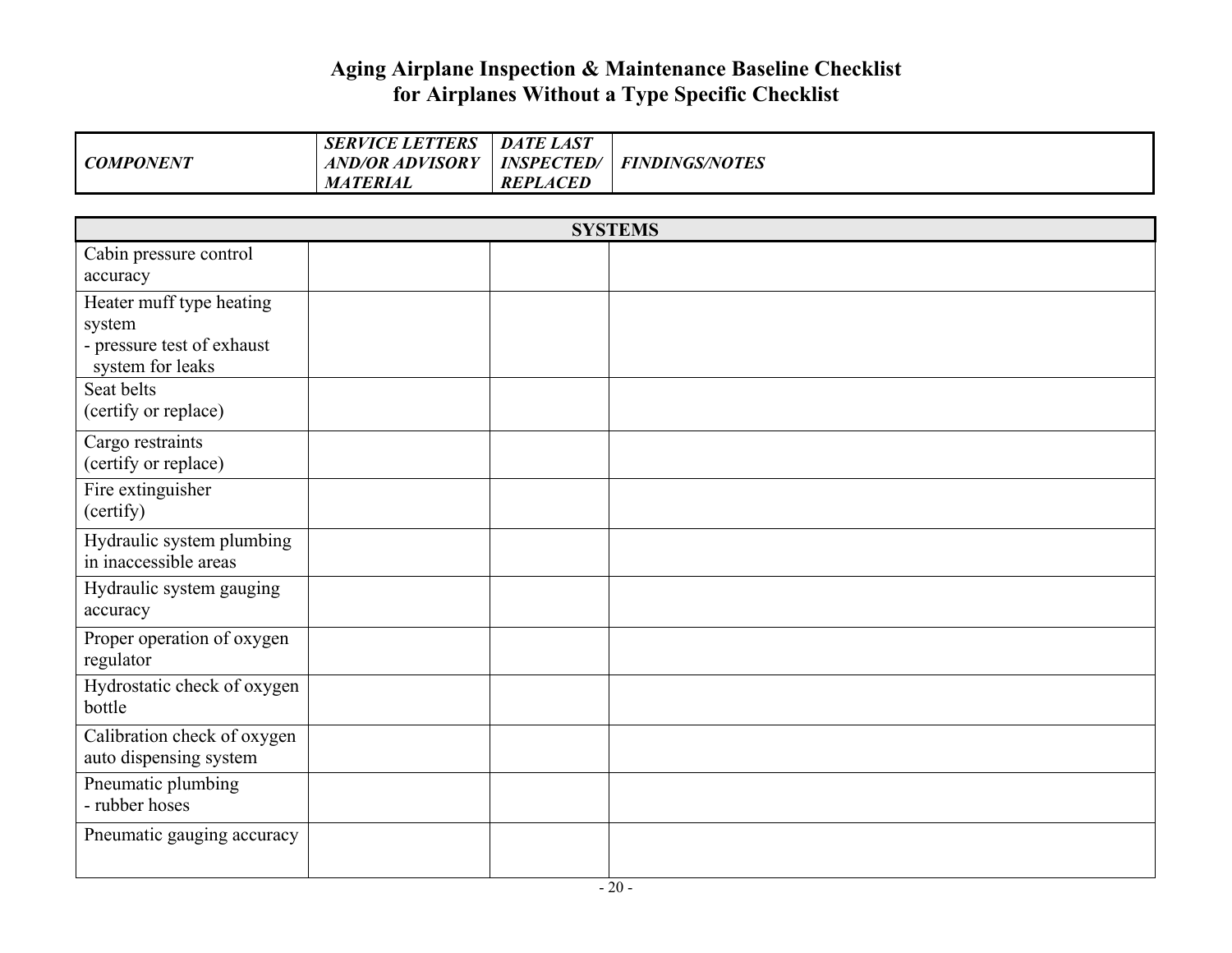# Aging Airplane Inspection & Maintenance Baseline Checklist for Airplanes Without a Type Specific Checklist

| ***COMPONENT*** | ***SERVICE LETTERS AND/OR ADVISORY MATERIAL*** | ***DATE LAST INSPECTED/ REPLACED*** | ***FINDINGS/NOTES*** |
|---|---|---|---|
| **SYSTEMS** | | | |
| Cabin pressure control accuracy | | | |
| Heater muff type heating system<br>- pressure test of exhaust system for leaks | | | |
| Seat belts<br>(certify or replace) | | | |
| Cargo restraints<br>(certify or replace) | | | |
| Fire extinguisher<br>(certify) | | | |
| Hydraulic system plumbing in inaccessible areas | | | |
| Hydraulic system gauging accuracy | | | |
| Proper operation of oxygen regulator | | | |
| Hydrostatic check of oxygen bottle | | | |
| Calibration check of oxygen auto dispensing system | | | |
| Pneumatic plumbing<br>- rubber hoses | | | |
| Pneumatic gauging accuracy | | | |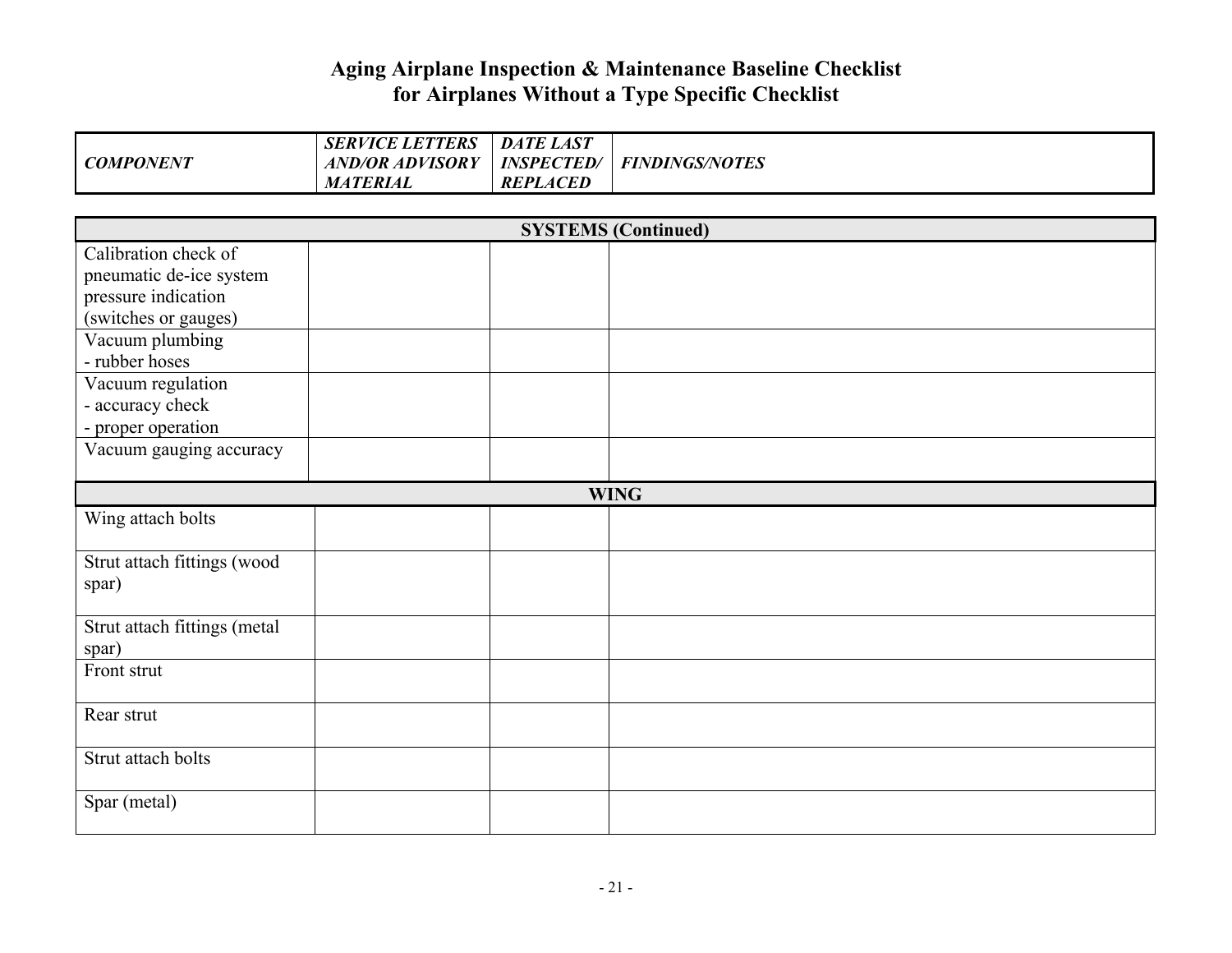## Aging Airplane Inspection & Maintenance Baseline Checklist for Airplanes Without a Type Specific Checklist

| *COMPONENT* | *SERVICE LETTERS AND/OR ADVISORY MATERIAL* | *DATE LAST INSPECTED/ REPLACED* | *FINDINGS/NOTES* |
|---|---|---|---|
| **SYSTEMS (Continued)** | | | |
| Calibration check of pneumatic de-ice system pressure indication (switches or gauges) | | | |
| Vacuum plumbing<br>- rubber hoses | | | |
| Vacuum regulation<br>- accuracy check<br>- proper operation | | | |
| Vacuum gauging accuracy | | | |
| **WING** | | | |
| Wing attach bolts | | | |
| Strut attach fittings (wood spar) | | | |
| Strut attach fittings (metal spar) | | | |
| Front strut | | | |
| Rear strut | | | |
| Strut attach bolts | | | |
| Spar (metal) | | | |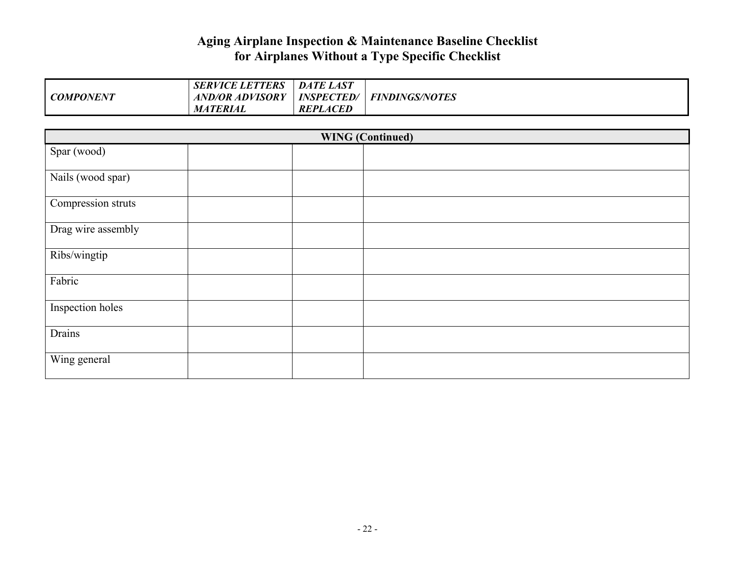# Aging Airplane Inspection & Maintenance Baseline Checklist for Airplanes Without a Type Specific Checklist

| ***COMPONENT*** | ***SERVICE LETTERS AND/OR ADVISORY MATERIAL*** | ***DATE LAST INSPECTED/ REPLACED*** | ***FINDINGS/NOTES*** |
|---|---|---|---|
| **WING (Continued)** | | | |
| Spar (wood) | | | |
| Nails (wood spar) | | | |
| Compression struts | | | |
| Drag wire assembly | | | |
| Ribs/wingtip | | | |
| Fabric | | | |
| Inspection holes | | | |
| Drains | | | |
| Wing general | | | |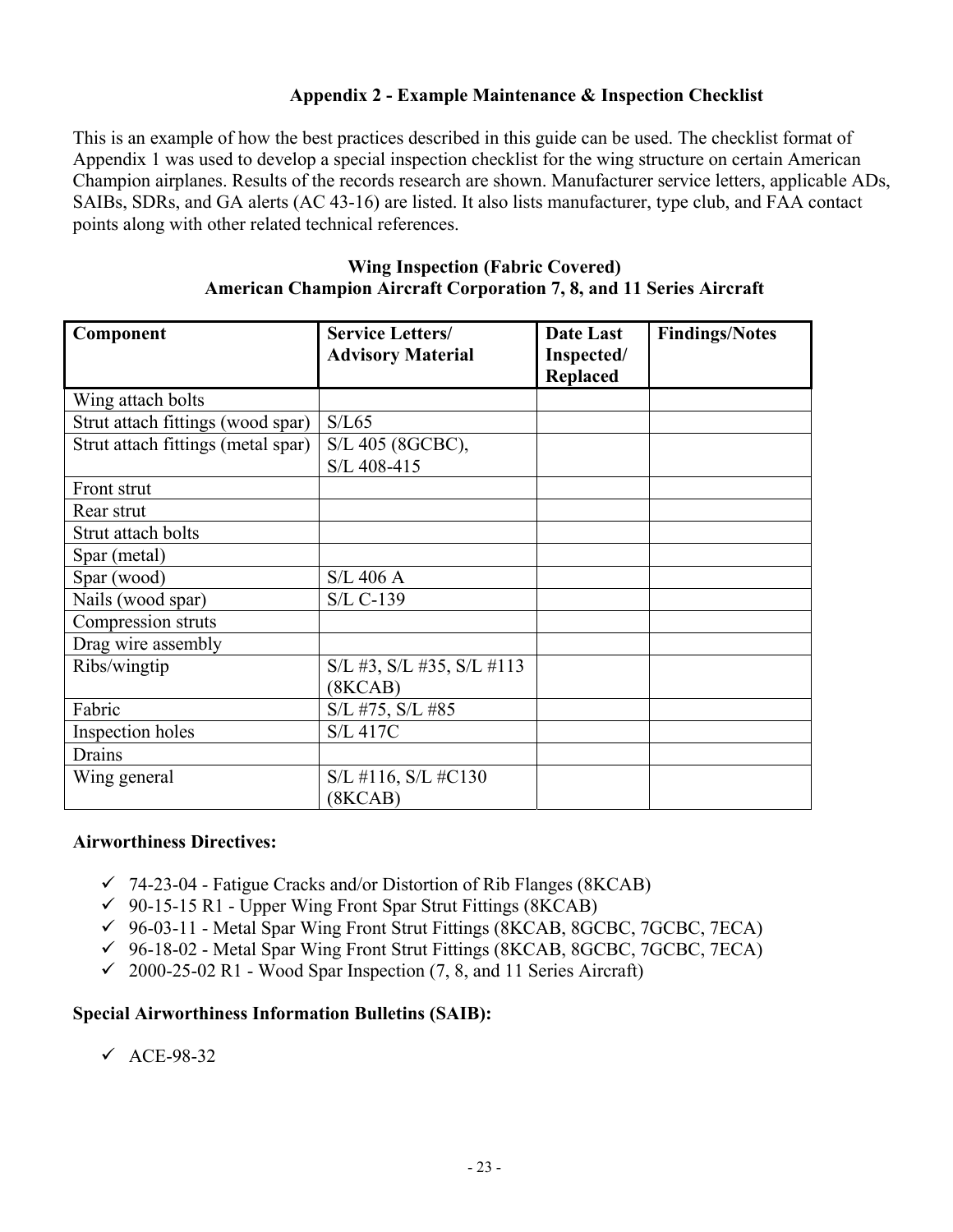## Appendix 2 - Example Maintenance & Inspection Checklist

This is an example of how the best practices described in this guide can be used. The checklist format of Appendix 1 was used to develop a special inspection checklist for the wing structure on certain American Champion airplanes. Results of the records research are shown. Manufacturer service letters, applicable ADs, SAIBs, SDRs, and GA alerts (AC 43-16) are listed. It also lists manufacturer, type club, and FAA contact points along with other related technical references.

**Wing Inspection (Fabric Covered)**
**American Champion Aircraft Corporation 7, 8, and 11 Series Aircraft**

| Component | Service Letters/ Advisory Material | Date Last Inspected/ Replaced | Findings/Notes |
|---|---|---|---|
| Wing attach bolts | | | |
| Strut attach fittings (wood spar) | S/L65 | | |
| Strut attach fittings (metal spar) | S/L 405 (8GCBC), S/L 408-415 | | |
| Front strut | | | |
| Rear strut | | | |
| Strut attach bolts | | | |
| Spar (metal) | | | |
| Spar (wood) | S/L 406 A | | |
| Nails (wood spar) | S/L C-139 | | |
| Compression struts | | | |
| Drag wire assembly | | | |
| Ribs/wingtip | S/L #3, S/L #35, S/L #113 (8KCAB) | | |
| Fabric | S/L #75, S/L #85 | | |
| Inspection holes | S/L 417C | | |
| Drains | | | |
| Wing general | S/L #116, S/L #C130 (8KCAB) | | |

**Airworthiness Directives:**

- ✓ 74-23-04 - Fatigue Cracks and/or Distortion of Rib Flanges (8KCAB)
- ✓ 90-15-15 R1 - Upper Wing Front Spar Strut Fittings (8KCAB)
- ✓ 96-03-11 - Metal Spar Wing Front Strut Fittings (8KCAB, 8GCBC, 7GCBC, 7ECA)
- ✓ 96-18-02 - Metal Spar Wing Front Strut Fittings (8KCAB, 8GCBC, 7GCBC, 7ECA)
- ✓ 2000-25-02 R1 - Wood Spar Inspection (7, 8, and 11 Series Aircraft)

**Special Airworthiness Information Bulletins (SAIB):**

- ✓ ACE-98-32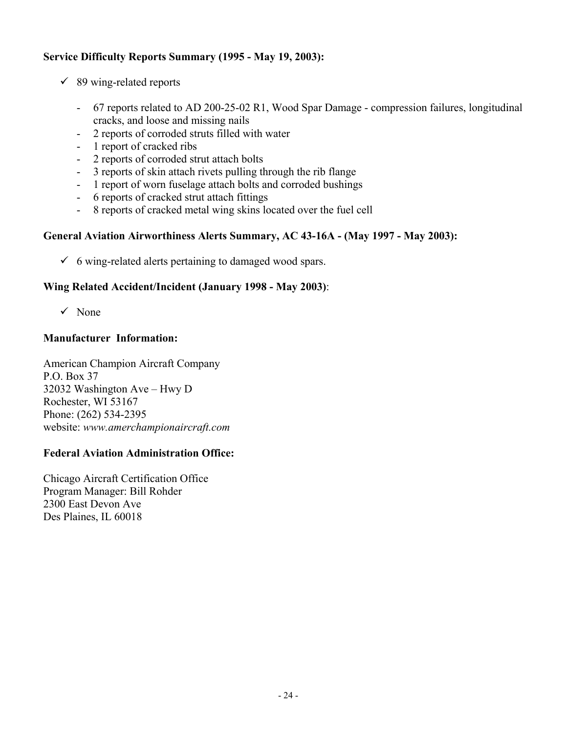**Service Difficulty Reports Summary (1995 - May 19, 2003):**

- ✓ 89 wing-related reports
  - 67 reports related to AD 200-25-02 R1, Wood Spar Damage - compression failures, longitudinal cracks, and loose and missing nails
  - 2 reports of corroded struts filled with water
  - 1 report of cracked ribs
  - 2 reports of corroded strut attach bolts
  - 3 reports of skin attach rivets pulling through the rib flange
  - 1 report of worn fuselage attach bolts and corroded bushings
  - 6 reports of cracked strut attach fittings
  - 8 reports of cracked metal wing skins located over the fuel cell

**General Aviation Airworthiness Alerts Summary, AC 43-16A - (May 1997 - May 2003):**

- ✓ 6 wing-related alerts pertaining to damaged wood spars.

**Wing Related Accident/Incident (January 1998 - May 2003)**:

- ✓ None

**Manufacturer Information:**

American Champion Aircraft Company
P.O. Box 37
32032 Washington Ave – Hwy D
Rochester, WI 53167
Phone: (262) 534-2395
website: *www.amerchampionaircraft.com*

**Federal Aviation Administration Office:**

Chicago Aircraft Certification Office
Program Manager: Bill Rohder
2300 East Devon Ave
Des Plaines, IL 60018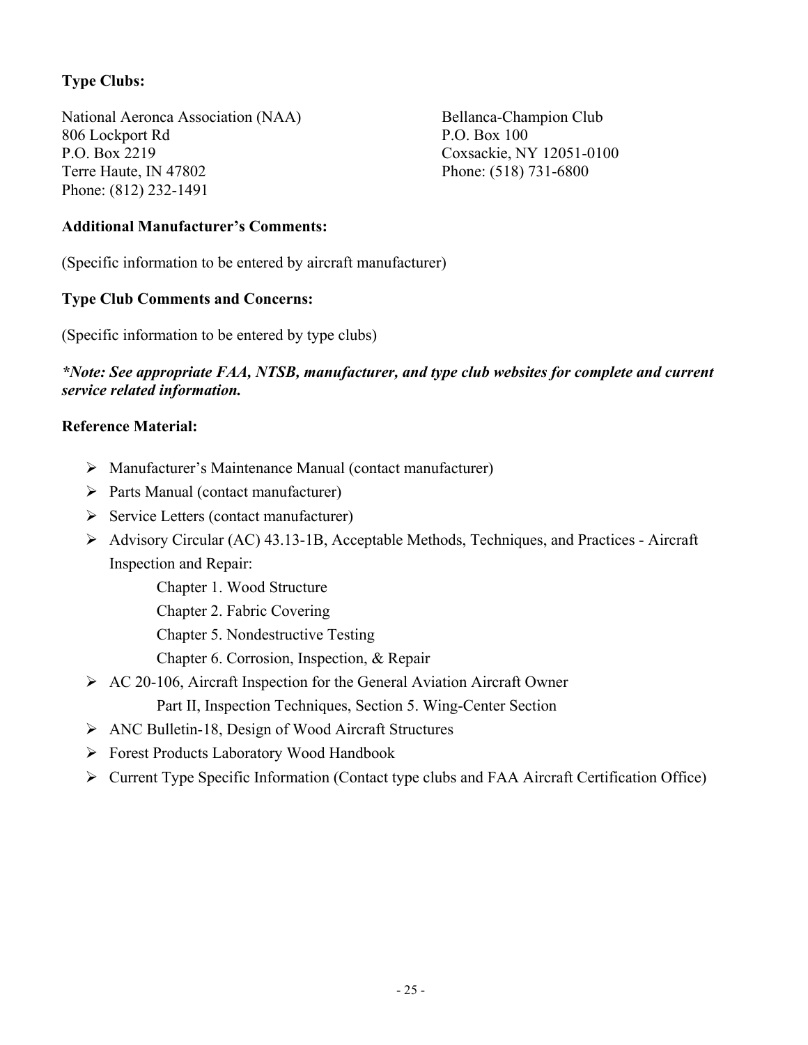**Type Clubs:**

National Aeronca Association (NAA)
806 Lockport Rd
P.O. Box 2219
Terre Haute, IN 47802
Phone: (812) 232-1491

Bellanca-Champion Club
P.O. Box 100
Coxsackie, NY 12051-0100
Phone: (518) 731-6800

**Additional Manufacturer's Comments:**

(Specific information to be entered by aircraft manufacturer)

**Type Club Comments and Concerns:**

(Specific information to be entered by type clubs)

***\*Note: See appropriate FAA, NTSB, manufacturer, and type club websites for complete and current service related information.***

**Reference Material:**

- Manufacturer's Maintenance Manual (contact manufacturer)
- Parts Manual (contact manufacturer)
- Service Letters (contact manufacturer)
- Advisory Circular (AC) 43.13-1B, Acceptable Methods, Techniques, and Practices - Aircraft Inspection and Repair:
  - Chapter 1. Wood Structure
  - Chapter 2. Fabric Covering
  - Chapter 5. Nondestructive Testing
  - Chapter 6. Corrosion, Inspection, & Repair
- AC 20-106, Aircraft Inspection for the General Aviation Aircraft Owner
  - Part II, Inspection Techniques, Section 5. Wing-Center Section
- ANC Bulletin-18, Design of Wood Aircraft Structures
- Forest Products Laboratory Wood Handbook
- Current Type Specific Information (Contact type clubs and FAA Aircraft Certification Office)